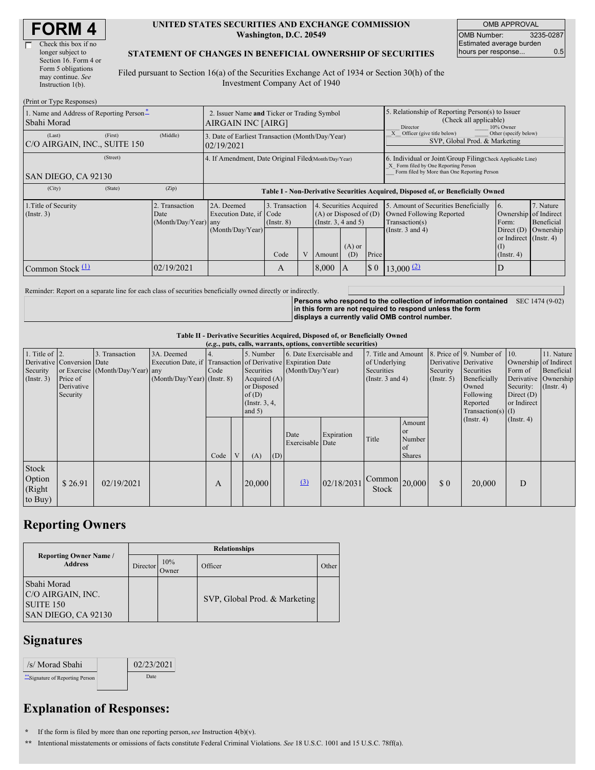# FORM 4

☐ Check this box if no longer subject to Section 16. Form 4 or Form 5 obligations may continue. *See* Instruction 1(b).

**UNITED STATES SECURITIES AND EXCHANGE COMMISSION**
**Washington, D.C. 20549**

**STATEMENT OF CHANGES IN BENEFICIAL OWNERSHIP OF SECURITIES**

Filed pursuant to Section 16(a) of the Securities Exchange Act of 1934 or Section 30(h) of the Investment Company Act of 1940

| OMB APPROVAL | |
|---|---|
| OMB Number: | 3235-0287 |
| Estimated average burden hours per response... | 0.5 |

(Print or Type Responses)

| 1. Name and Address of Reporting Person* | 2. Issuer Name **and** Ticker or Trading Symbol | 5. Relationship of Reporting Person(s) to Issuer (Check all applicable) |
|---|---|---|
| Sbahi Morad | AIRGAIN INC [AIRG] | ___ Director ___ 10% Owner |
| (Last) (First) (Middle) C/O AIRGAIN, INC., SUITE 150 | 3. Date of Earliest Transaction (Month/Day/Year) 02/19/2021 | _X_ Officer (give title below) ___ Other (specify below) SVP, Global Prod. & Marketing |
| (Street) SAN DIEGO, CA 92130 | 4. If Amendment, Date Original Filed (Month/Day/Year) | 6. Individual or Joint/Group Filing (Check Applicable Line) _X_ Form filed by One Reporting Person ___ Form filed by More than One Reporting Person |
| (City) (State) (Zip) | | |

**Table I - Non-Derivative Securities Acquired, Disposed of, or Beneficially Owned**

| 1.Title of Security (Instr. 3) | 2. Transaction Date (Month/Day/Year) | 2A. Deemed Execution Date, if any (Month/Day/Year) | 3. Transaction Code (Instr. 8) | | 4. Securities Acquired (A) or Disposed of (D) (Instr. 3, 4 and 5) | | | 5. Amount of Securities Beneficially Owned Following Reported Transaction(s) (Instr. 3 and 4) | 6. Ownership Form: Direct (D) or Indirect (I) (Instr. 4) | 7. Nature of Indirect Beneficial Ownership (Instr. 4) |
|---|---|---|---|---|---|---|---|---|---|---|
| | | | Code | V | Amount | (A) or (D) | Price | | | |
| Common Stock (1) | 02/19/2021 | | A | | 8,000 | A | $ 0 | 13,000 (2) | D | |

Reminder: Report on a separate line for each class of securities beneficially owned directly or indirectly.

**Persons who respond to the collection of information contained in this form are not required to respond unless the form displays a currently valid OMB control number.** SEC 1474 (9-02)

**Table II - Derivative Securities Acquired, Disposed of, or Beneficially Owned**
**(*e.g.*, puts, calls, warrants, options, convertible securities)**

| 1. Title of Derivative Security (Instr. 3) | 2. Conversion or Exercise Price of Derivative Security | 3. Transaction Date (Month/Day/Year) | 3A. Deemed Execution Date, if any (Month/Day/Year) | 4. Transaction Code (Instr. 8) | | 5. Number of Derivative Securities Acquired (A) or Disposed of (D) (Instr. 3, 4, and 5) | | 6. Date Exercisable and Expiration Date (Month/Day/Year) | | 7. Title and Amount of Underlying Securities (Instr. 3 and 4) | | 8. Price of Derivative Security (Instr. 5) | 9. Number of Derivative Securities Beneficially Owned Following Reported Transaction(s) (Instr. 4) | 10. Ownership Form of Derivative Security: Direct (D) or Indirect (I) (Instr. 4) | 11. Nature of Indirect Beneficial Ownership (Instr. 4) |
|---|---|---|---|---|---|---|---|---|---|---|---|---|---|---|---|
| | | | | Code | V | (A) | (D) | Date Exercisable | Expiration Date | Title | Amount or Number of Shares | | | | |
| Stock Option (Right to Buy) | $ 26.91 | 02/19/2021 | | A | | 20,000 | | (3) | 02/18/2031 | Common Stock | 20,000 | $ 0 | 20,000 | D | |

## Reporting Owners

| Reporting Owner Name / Address | Relationships | | | |
|---|---|---|---|---|
| | Director | 10% Owner | Officer | Other |
| Sbahi Morad C/O AIRGAIN, INC. SUITE 150 SAN DIEGO, CA 92130 | | | SVP, Global Prod. & Marketing | |

## Signatures

| /s/ Morad Sbahi | 02/23/2021 |
|---|---|
| **Signature of Reporting Person | Date |

## Explanation of Responses:

\* If the form is filed by more than one reporting person, *see* Instruction 4(b)(v).

\*\* Intentional misstatements or omissions of facts constitute Federal Criminal Violations. *See* 18 U.S.C. 1001 and 15 U.S.C. 78ff(a).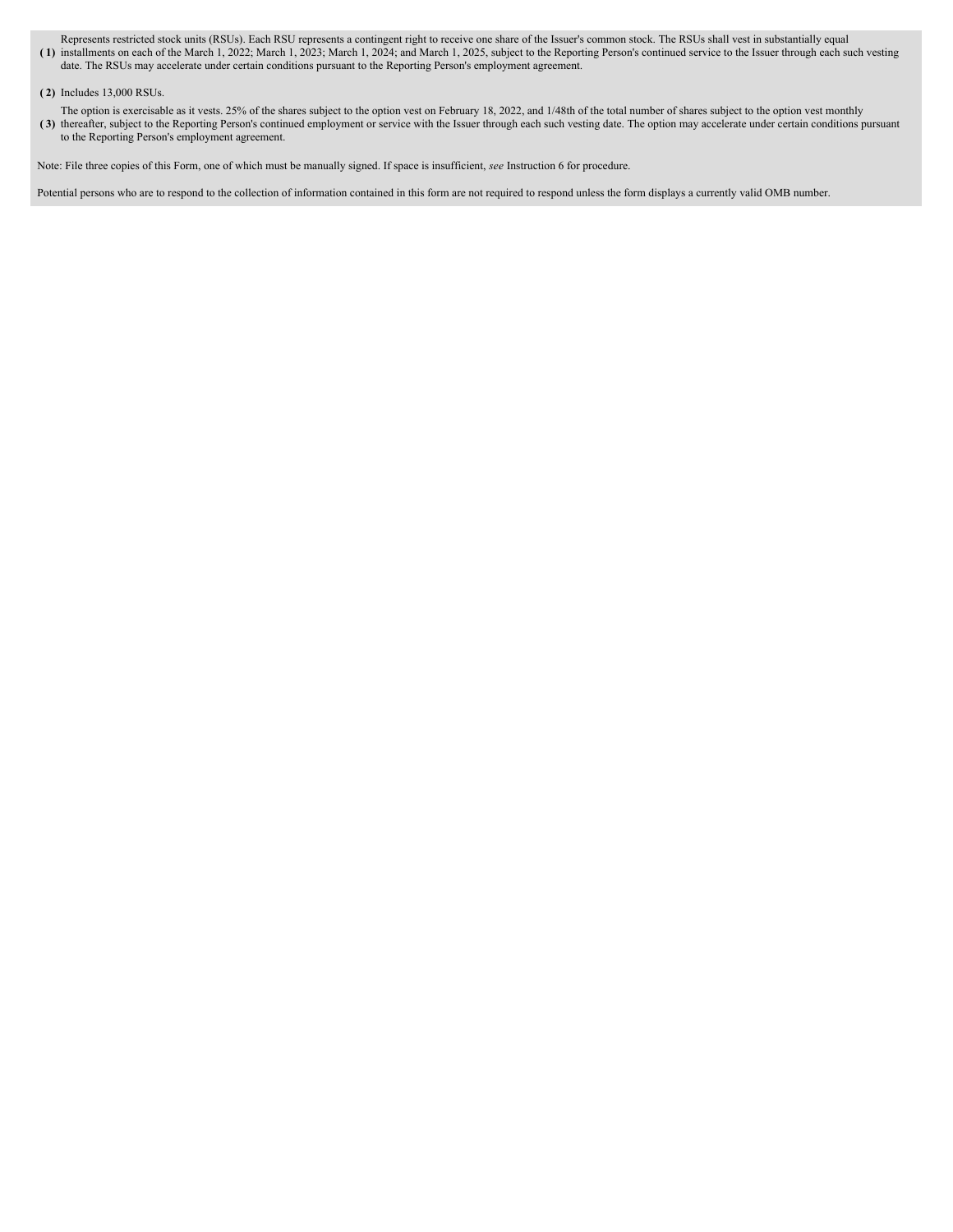**(1)** Represents restricted stock units (RSUs). Each RSU represents a contingent right to receive one share of the Issuer's common stock. The RSUs shall vest in substantially equal installments on each of the March 1, 2022; March 1, 2023; March 1, 2024; and March 1, 2025, subject to the Reporting Person's continued service to the Issuer through each such vesting date. The RSUs may accelerate under certain conditions pursuant to the Reporting Person's employment agreement.

**(2)** Includes 13,000 RSUs.

**(3)** The option is exercisable as it vests. 25% of the shares subject to the option vest on February 18, 2022, and 1/48th of the total number of shares subject to the option vest monthly thereafter, subject to the Reporting Person's continued employment or service with the Issuer through each such vesting date. The option may accelerate under certain conditions pursuant to the Reporting Person's employment agreement.

Note: File three copies of this Form, one of which must be manually signed. If space is insufficient, *see* Instruction 6 for procedure.

Potential persons who are to respond to the collection of information contained in this form are not required to respond unless the form displays a currently valid OMB number.